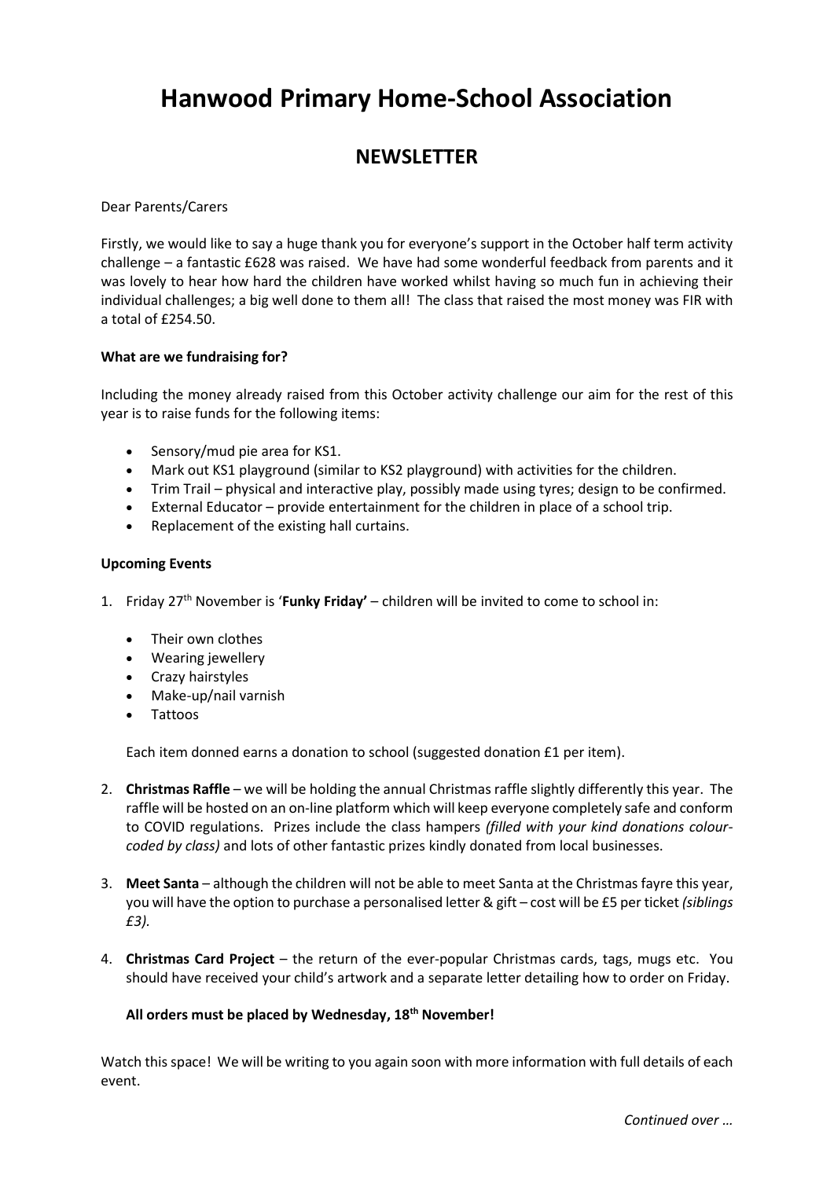# Hanwood Primary Home-School Association

## NEWSLETTER

Dear Parents/Carers

Firstly, we would like to say a huge thank you for everyone's support in the October half term activity challenge – a fantastic £628 was raised. We have had some wonderful feedback from parents and it was lovely to hear how hard the children have worked whilst having so much fun in achieving their individual challenges; a big well done to them all! The class that raised the most money was FIR with a total of £254.50.

**What are we fundraising for?**

Including the money already raised from this October activity challenge our aim for the rest of this year is to raise funds for the following items:

- Sensory/mud pie area for KS1.
- Mark out KS1 playground (similar to KS2 playground) with activities for the children.
- Trim Trail – physical and interactive play, possibly made using tyres; design to be confirmed.
- External Educator – provide entertainment for the children in place of a school trip.
- Replacement of the existing hall curtains.

**Upcoming Events**

1. Friday 27th November is '**Funky Friday'** – children will be invited to come to school in:

   - Their own clothes
   - Wearing jewellery
   - Crazy hairstyles
   - Make-up/nail varnish
   - Tattoos

   Each item donned earns a donation to school (suggested donation £1 per item).

2. **Christmas Raffle** – we will be holding the annual Christmas raffle slightly differently this year. The raffle will be hosted on an on-line platform which will keep everyone completely safe and conform to COVID regulations. Prizes include the class hampers *(filled with your kind donations colour-coded by class)* and lots of other fantastic prizes kindly donated from local businesses.

3. **Meet Santa** – although the children will not be able to meet Santa at the Christmas fayre this year, you will have the option to purchase a personalised letter & gift – cost will be £5 per ticket *(siblings £3).*

4. **Christmas Card Project** – the return of the ever-popular Christmas cards, tags, mugs etc. You should have received your child's artwork and a separate letter detailing how to order on Friday.

   **All orders must be placed by Wednesday, 18th November!**

Watch this space! We will be writing to you again soon with more information with full details of each event.

*Continued over …*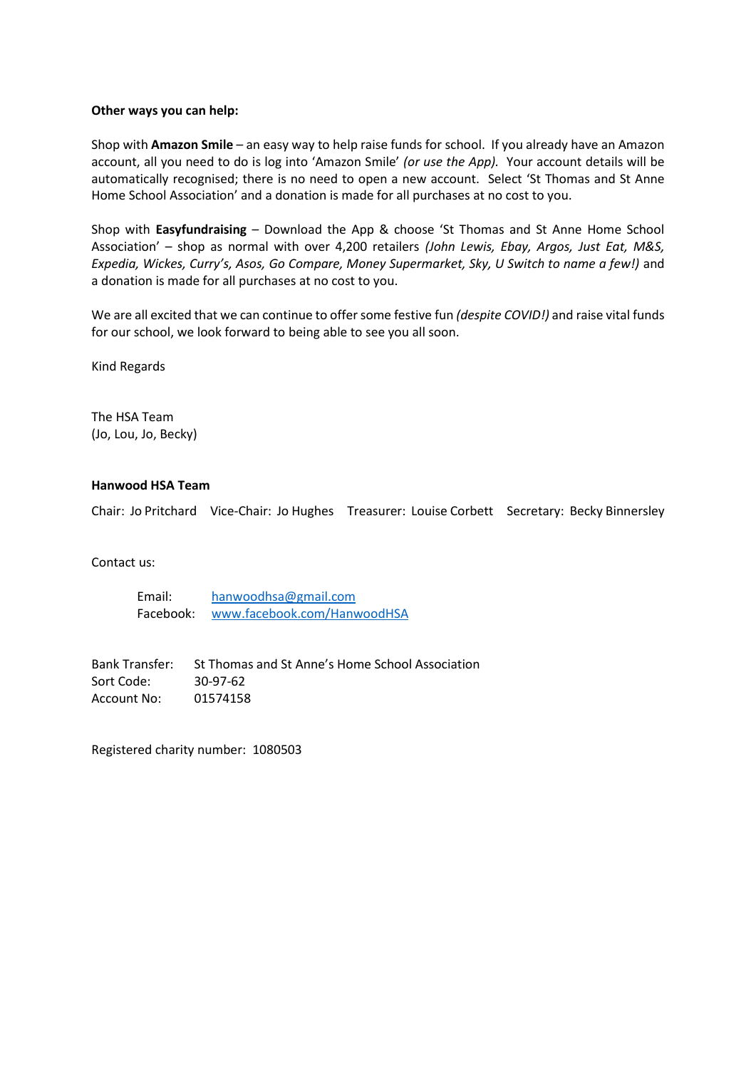**Other ways you can help:**

Shop with **Amazon Smile** – an easy way to help raise funds for school. If you already have an Amazon account, all you need to do is log into 'Amazon Smile' *(or use the App)*. Your account details will be automatically recognised; there is no need to open a new account. Select 'St Thomas and St Anne Home School Association' and a donation is made for all purchases at no cost to you.

Shop with **Easyfundraising** – Download the App & choose 'St Thomas and St Anne Home School Association' – shop as normal with over 4,200 retailers *(John Lewis, Ebay, Argos, Just Eat, M&S, Expedia, Wickes, Curry's, Asos, Go Compare, Money Supermarket, Sky, U Switch to name a few!)* and a donation is made for all purchases at no cost to you.

We are all excited that we can continue to offer some festive fun *(despite COVID!)* and raise vital funds for our school, we look forward to being able to see you all soon.

Kind Regards

The HSA Team
(Jo, Lou, Jo, Becky)

**Hanwood HSA Team**

Chair: Jo Pritchard  Vice-Chair: Jo Hughes  Treasurer: Louise Corbett  Secretary: Becky Binnersley

Contact us:

Email: hanwoodhsa@gmail.com
Facebook: www.facebook.com/HanwoodHSA

Bank Transfer: St Thomas and St Anne's Home School Association
Sort Code: 30-97-62
Account No: 01574158

Registered charity number: 1080503